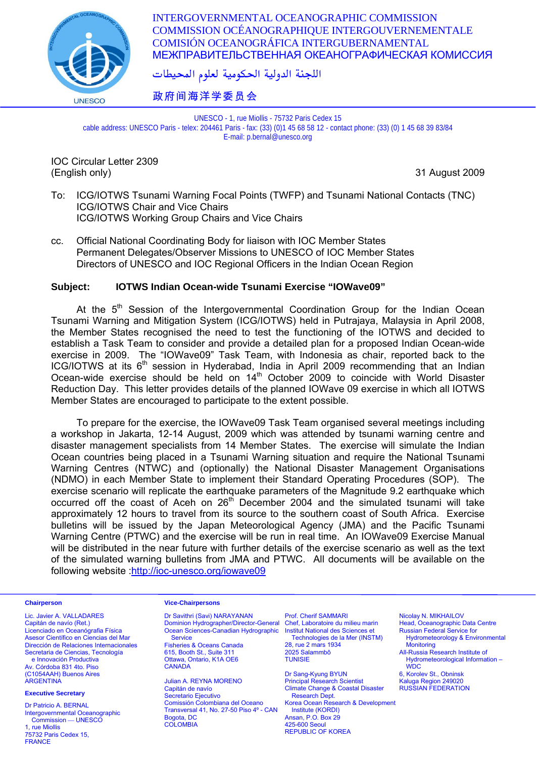INTERGOVERNMENTAL OCEANOGRAPHIC COMMISSION
COMMISSION OCÉANOGRAPHIQUE INTERGOUVERNEMENTALE
COMISIÓN OCEANOGRÁFICA INTERGUBERNAMENTAL
МЕЖПРАВИТЕЛЬСТВЕННАЯ ОКЕАНОГРАФИЧЕСКАЯ КОМИССИЯ
اللجنة الدولية الحكومية لعلوم المحيطات
政府间海洋学委员会

UNESCO - 1, rue Miollis - 75732 Paris Cedex 15
cable address: UNESCO Paris - telex: 204461 Paris - fax: (33) (0)1 45 68 58 12 - contact phone: (33) (0) 1 45 68 39 83/84
E-mail: p.bernal@unesco.org

IOC Circular Letter 2309
(English only)

31 August 2009

To: ICG/IOTWS Tsunami Warning Focal Points (TWFP) and Tsunami National Contacts (TNC)
ICG/IOTWS Chair and Vice Chairs
ICG/IOTWS Working Group Chairs and Vice Chairs

cc. Official National Coordinating Body for liaison with IOC Member States
Permanent Delegates/Observer Missions to UNESCO of IOC Member States
Directors of UNESCO and IOC Regional Officers in the Indian Ocean Region

**Subject: IOTWS Indian Ocean-wide Tsunami Exercise "IOWave09"**

At the 5th Session of the Intergovernmental Coordination Group for the Indian Ocean Tsunami Warning and Mitigation System (ICG/IOTWS) held in Putrajaya, Malaysia in April 2008, the Member States recognised the need to test the functioning of the IOTWS and decided to establish a Task Team to consider and provide a detailed plan for a proposed Indian Ocean-wide exercise in 2009. The "IOWave09" Task Team, with Indonesia as chair, reported back to the ICG/IOTWS at its 6th session in Hyderabad, India in April 2009 recommending that an Indian Ocean-wide exercise should be held on 14th October 2009 to coincide with World Disaster Reduction Day. This letter provides details of the planned IOWave 09 exercise in which all IOTWS Member States are encouraged to participate to the extent possible.

To prepare for the exercise, the IOWave09 Task Team organised several meetings including a workshop in Jakarta, 12-14 August, 2009 which was attended by tsunami warning centre and disaster management specialists from 14 Member States. The exercise will simulate the Indian Ocean countries being placed in a Tsunami Warning situation and require the National Tsunami Warning Centres (NTWC) and (optionally) the National Disaster Management Organisations (NDMO) in each Member State to implement their Standard Operating Procedures (SOP). The exercise scenario will replicate the earthquake parameters of the Magnitude 9.2 earthquake which occurred off the coast of Aceh on 26th December 2004 and the simulated tsunami will take approximately 12 hours to travel from its source to the southern coast of South Africa. Exercise bulletins will be issued by the Japan Meteorological Agency (JMA) and the Pacific Tsunami Warning Centre (PTWC) and the exercise will be run in real time. An IOWave09 Exercise Manual will be distributed in the near future with further details of the exercise scenario as well as the text of the simulated warning bulletins from JMA and PTWC. All documents will be available on the following website :http://ioc-unesco.org/iowave09

**Chairperson**

Lic. Javier A. VALLADARES
Capitán de navío (Ret.)
Licenciado en Oceanógrafia Física
Asesor Científico en Ciencias del Mar
Dirección de Relaciones Internacionales
Secretaria de Ciencias, Tecnología e Innovación Productiva
Av. Córdoba 831 4to. Piso
(C1054AAH) Buenos Aires
ARGENTINA

**Executive Secretary**

Dr Patricio A. BERNAL
Intergovernmental Oceanographic Commission — UNESCO
1, rue Miollis
75732 Paris Cedex 15,
FRANCE

**Vice-Chairpersons**

Dr Savithri (Savi) NARAYANAN
Dominion Hydrographer/Director-General
Ocean Sciences-Canadian Hydrographic Service
Fisheries & Oceans Canada
615, Booth St., Suite 311
Ottawa, Ontario, K1A OE6
CANADA

Julian A. REYNA MORENO
Capitán de navío
Secretario Ejecutivo
Comisión Colombiana del Oceano
Transversal 41, No. 27-50 Piso 4º - CAN
Bogota, DC
COLOMBIA

Prof. Cherif SAMMARI
Chef, Laboratoire du milieu marin
Institut National des Sciences et Technologies de la Mer (INSTM)
28, rue 2 mars 1934
2025 Salammbô
TUNISIE

Dr Sang-Kyung BYUN
Principal Research Scientist
Climate Change & Coastal Disaster Research Dept.
Korea Ocean Research & Development Institute (KORDI)
Ansan, P.O. Box 29
425-600 Seoul
REPUBLIC OF KOREA

Nicolay N. MIKHAILOV
Head, Oceanographic Data Centre
Russian Federal Service for Hydrometeorology & Environmental Monitoring
All-Russia Research Institute of Hydrometeorological Information – WDC
6, Korolev St., Obninsk
Kaluga Region 249020
RUSSIAN FEDERATION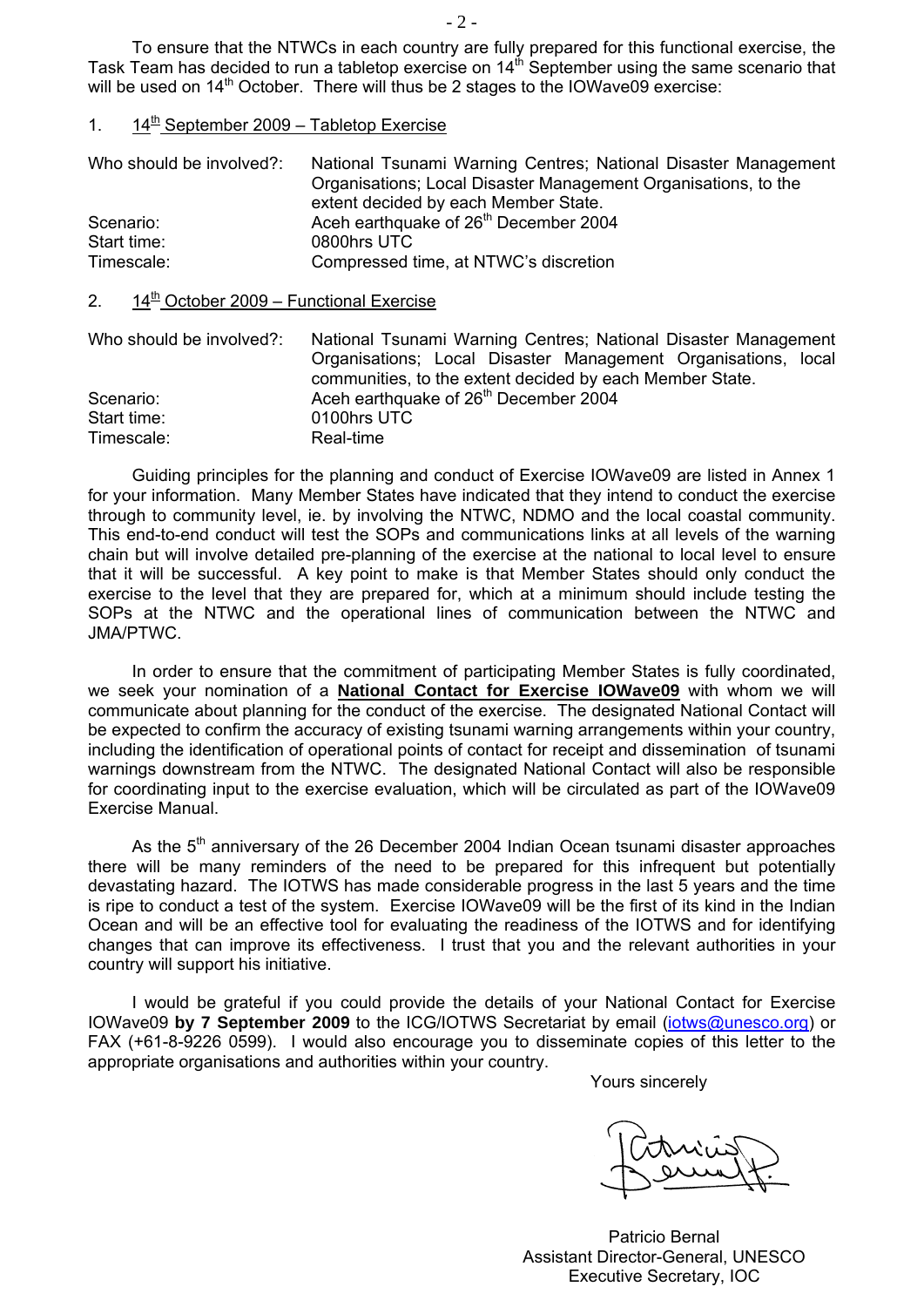To ensure that the NTWCs in each country are fully prepared for this functional exercise, the Task Team has decided to run a tabletop exercise on 14th September using the same scenario that will be used on 14th October. There will thus be 2 stages to the IOWave09 exercise:

1. 14th September 2009 – Tabletop Exercise

| | |
|---|---|
| Who should be involved?: | National Tsunami Warning Centres; National Disaster Management Organisations; Local Disaster Management Organisations, to the extent decided by each Member State. |
| Scenario: | Aceh earthquake of 26th December 2004 |
| Start time: | 0800hrs UTC |
| Timescale: | Compressed time, at NTWC's discretion |

2. 14th October 2009 – Functional Exercise

| | |
|---|---|
| Who should be involved?: | National Tsunami Warning Centres; National Disaster Management Organisations; Local Disaster Management Organisations, local communities, to the extent decided by each Member State. |
| Scenario: | Aceh earthquake of 26th December 2004 |
| Start time: | 0100hrs UTC |
| Timescale: | Real-time |

Guiding principles for the planning and conduct of Exercise IOWave09 are listed in Annex 1 for your information. Many Member States have indicated that they intend to conduct the exercise through to community level, ie. by involving the NTWC, NDMO and the local coastal community. This end-to-end conduct will test the SOPs and communications links at all levels of the warning chain but will involve detailed pre-planning of the exercise at the national to local level to ensure that it will be successful. A key point to make is that Member States should only conduct the exercise to the level that they are prepared for, which at a minimum should include testing the SOPs at the NTWC and the operational lines of communication between the NTWC and JMA/PTWC.

In order to ensure that the commitment of participating Member States is fully coordinated, we seek your nomination of a **National Contact for Exercise IOWave09** with whom we will communicate about planning for the conduct of the exercise. The designated National Contact will be expected to confirm the accuracy of existing tsunami warning arrangements within your country, including the identification of operational points of contact for receipt and dissemination of tsunami warnings downstream from the NTWC. The designated National Contact will also be responsible for coordinating input to the exercise evaluation, which will be circulated as part of the IOWave09 Exercise Manual.

As the 5th anniversary of the 26 December 2004 Indian Ocean tsunami disaster approaches there will be many reminders of the need to be prepared for this infrequent but potentially devastating hazard. The IOTWS has made considerable progress in the last 5 years and the time is ripe to conduct a test of the system. Exercise IOWave09 will be the first of its kind in the Indian Ocean and will be an effective tool for evaluating the readiness of the IOTWS and for identifying changes that can improve its effectiveness. I trust that you and the relevant authorities in your country will support his initiative.

I would be grateful if you could provide the details of your National Contact for Exercise IOWave09 **by 7 September 2009** to the ICG/IOTWS Secretariat by email (iotws@unesco.org) or FAX (+61-8-9226 0599). I would also encourage you to disseminate copies of this letter to the appropriate organisations and authorities within your country.

Yours sincerely

Patricio Bernal
Assistant Director-General, UNESCO
Executive Secretary, IOC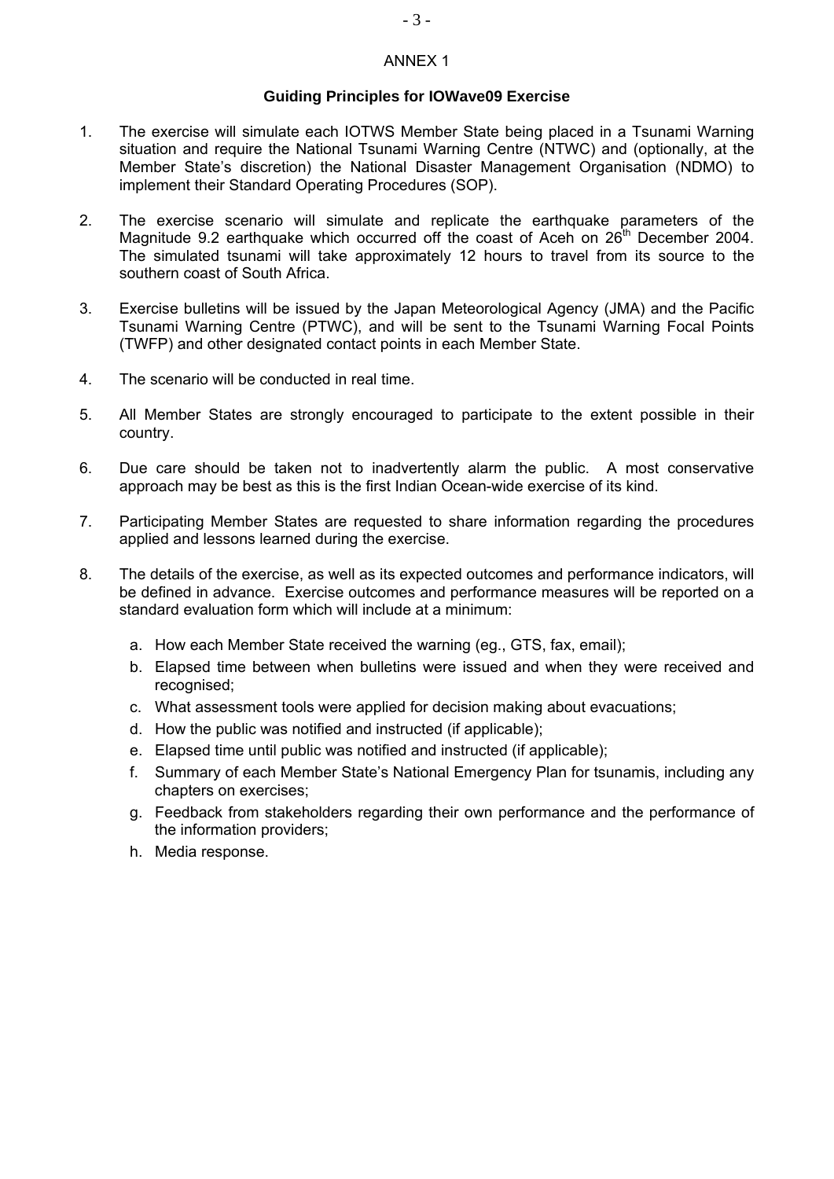ANNEX 1

**Guiding Principles for IOWave09 Exercise**

1. The exercise will simulate each IOTWS Member State being placed in a Tsunami Warning situation and require the National Tsunami Warning Centre (NTWC) and (optionally, at the Member State's discretion) the National Disaster Management Organisation (NDMO) to implement their Standard Operating Procedures (SOP).

2. The exercise scenario will simulate and replicate the earthquake parameters of the Magnitude 9.2 earthquake which occurred off the coast of Aceh on 26th December 2004. The simulated tsunami will take approximately 12 hours to travel from its source to the southern coast of South Africa.

3. Exercise bulletins will be issued by the Japan Meteorological Agency (JMA) and the Pacific Tsunami Warning Centre (PTWC), and will be sent to the Tsunami Warning Focal Points (TWFP) and other designated contact points in each Member State.

4. The scenario will be conducted in real time.

5. All Member States are strongly encouraged to participate to the extent possible in their country.

6. Due care should be taken not to inadvertently alarm the public. A most conservative approach may be best as this is the first Indian Ocean-wide exercise of its kind.

7. Participating Member States are requested to share information regarding the procedures applied and lessons learned during the exercise.

8. The details of the exercise, as well as its expected outcomes and performance indicators, will be defined in advance. Exercise outcomes and performance measures will be reported on a standard evaluation form which will include at a minimum:

   a. How each Member State received the warning (eg., GTS, fax, email);
   b. Elapsed time between when bulletins were issued and when they were received and recognised;
   c. What assessment tools were applied for decision making about evacuations;
   d. How the public was notified and instructed (if applicable);
   e. Elapsed time until public was notified and instructed (if applicable);
   f. Summary of each Member State's National Emergency Plan for tsunamis, including any chapters on exercises;
   g. Feedback from stakeholders regarding their own performance and the performance of the information providers;
   h. Media response.